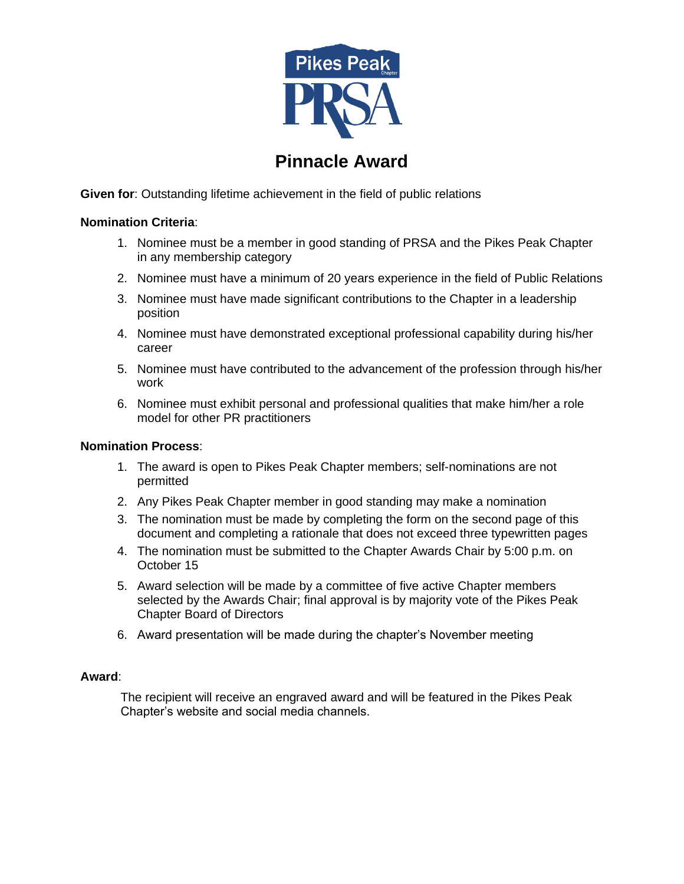# Pinnacle Award

**Given for**: Outstanding lifetime achievement in the field of public relations

**Nomination Criteria**:

1. Nominee must be a member in good standing of PRSA and the Pikes Peak Chapter in any membership category
2. Nominee must have a minimum of 20 years experience in the field of Public Relations
3. Nominee must have made significant contributions to the Chapter in a leadership position
4. Nominee must have demonstrated exceptional professional capability during his/her career
5. Nominee must have contributed to the advancement of the profession through his/her work
6. Nominee must exhibit personal and professional qualities that make him/her a role model for other PR practitioners

**Nomination Process**:

1. The award is open to Pikes Peak Chapter members; self-nominations are not permitted
2. Any Pikes Peak Chapter member in good standing may make a nomination
3. The nomination must be made by completing the form on the second page of this document and completing a rationale that does not exceed three typewritten pages
4. The nomination must be submitted to the Chapter Awards Chair by 5:00 p.m. on October 15
5. Award selection will be made by a committee of five active Chapter members selected by the Awards Chair; final approval is by majority vote of the Pikes Peak Chapter Board of Directors
6. Award presentation will be made during the chapter's November meeting

**Award**:

The recipient will receive an engraved award and will be featured in the Pikes Peak Chapter's website and social media channels.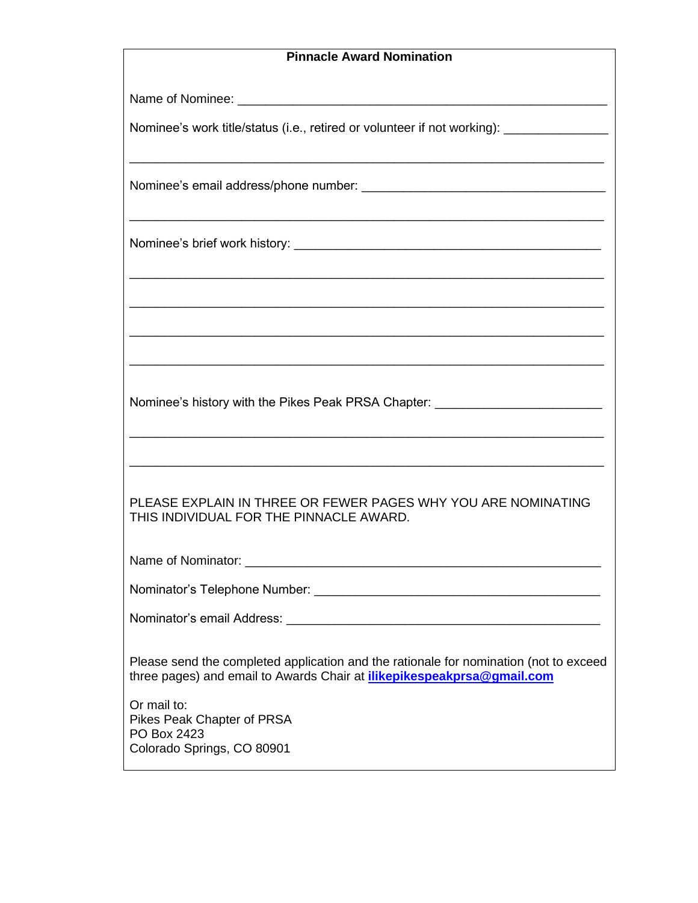**Pinnacle Award Nomination**

Name of Nominee: ____________________________________________________

Nominee's work title/status (i.e., retired or volunteer if not working): _______________

_____________________________________________________________________

Nominee's email address/phone number: ___________________________________

_____________________________________________________________________

Nominee's brief work history: ____________________________________________

_____________________________________________________________________

_____________________________________________________________________

_____________________________________________________________________

_____________________________________________________________________

Nominee's history with the Pikes Peak PRSA Chapter: ________________________

_____________________________________________________________________

_____________________________________________________________________

PLEASE EXPLAIN IN THREE OR FEWER PAGES WHY YOU ARE NOMINATING THIS INDIVIDUAL FOR THE PINNACLE AWARD.

Name of Nominator: ___________________________________________________

Nominator's Telephone Number: ________________________________________

Nominator's email Address: ____________________________________________

Please send the completed application and the rationale for nomination (not to exceed three pages) and email to Awards Chair at **ilikepikespeakprsa@gmail.com**

Or mail to:
Pikes Peak Chapter of PRSA
PO Box 2423
Colorado Springs, CO 80901